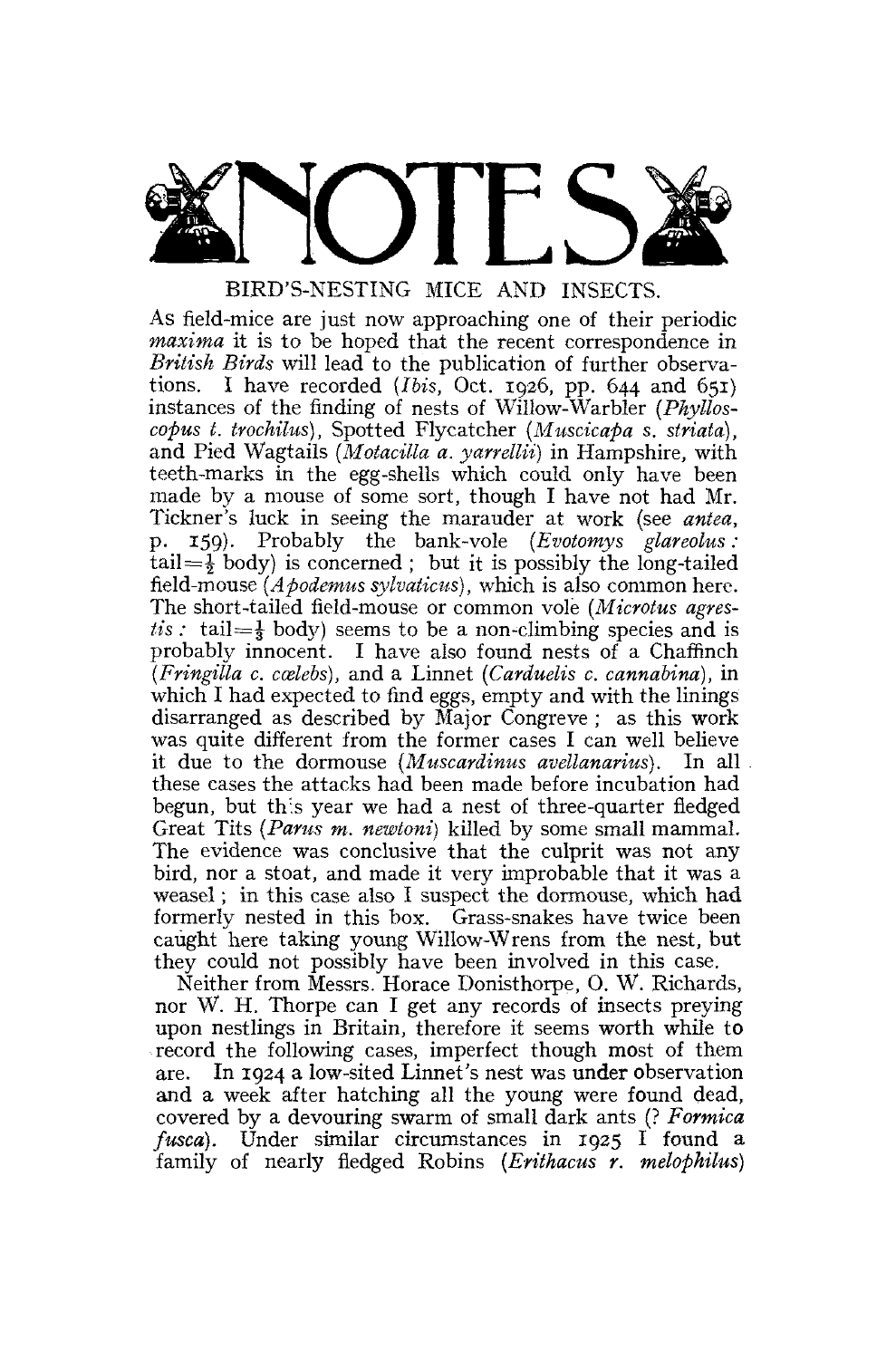# NOTES

## BIRD'S-NESTING MICE AND INSECTS.

As field-mice are just now approaching one of their periodic *maxima* it is to be hoped that the recent correspondence in *British Birds* will lead to the publication of further observations. I have recorded (*Ibis*, Oct. 1926, pp. 644 and 651) instances of the finding of nests of Willow-Warbler (*Phylloscopus t. trochilus*), Spotted Flycatcher (*Muscicapa s. striata*), and Pied Wagtails (*Motacilla a. yarrellii*) in Hampshire, with teeth-marks in the egg-shells which could only have been made by a mouse of some sort, though I have not had Mr. Tickner's luck in seeing the marauder at work (see *antea*, p. 159). Probably the bank-vole (*Evotomys glareolus*: tail $=\frac{1}{2}$ body) is concerned; but it is possibly the long-tailed field-mouse (*Apodemus sylvaticus*), which is also common here. The short-tailed field-mouse or common vole (*Microtus agrestis*: tail $=\frac{1}{3}$ body) seems to be a non-climbing species and is probably innocent. I have also found nests of a Chaffinch (*Fringilla c. cœlebs*), and a Linnet (*Carduelis c. cannabina*), in which I had expected to find eggs, empty and with the linings disarranged as described by Major Congreve; as this work was quite different from the former cases I can well believe it due to the dormouse (*Muscardinus avellanarius*). In all these cases the attacks had been made before incubation had begun, but this year we had a nest of three-quarter fledged Great Tits (*Parus m. newtoni*) killed by some small mammal. The evidence was conclusive that the culprit was not any bird, nor a stoat, and made it very improbable that it was a weasel; in this case also I suspect the dormouse, which had formerly nested in this box. Grass-snakes have twice been caught here taking young Willow-Wrens from the nest, but they could not possibly have been involved in this case.

Neither from Messrs. Horace Donisthorpe, O. W. Richards, nor W. H. Thorpe can I get any records of insects preying upon nestlings in Britain, therefore it seems worth while to record the following cases, imperfect though most of them are. In 1924 a low-sited Linnet's nest was under observation and a week after hatching all the young were found dead, covered by a devouring swarm of small dark ants (? *Formica fusca*). Under similar circumstances in 1925 I found a family of nearly fledged Robins (*Erithacus r. melophilus*)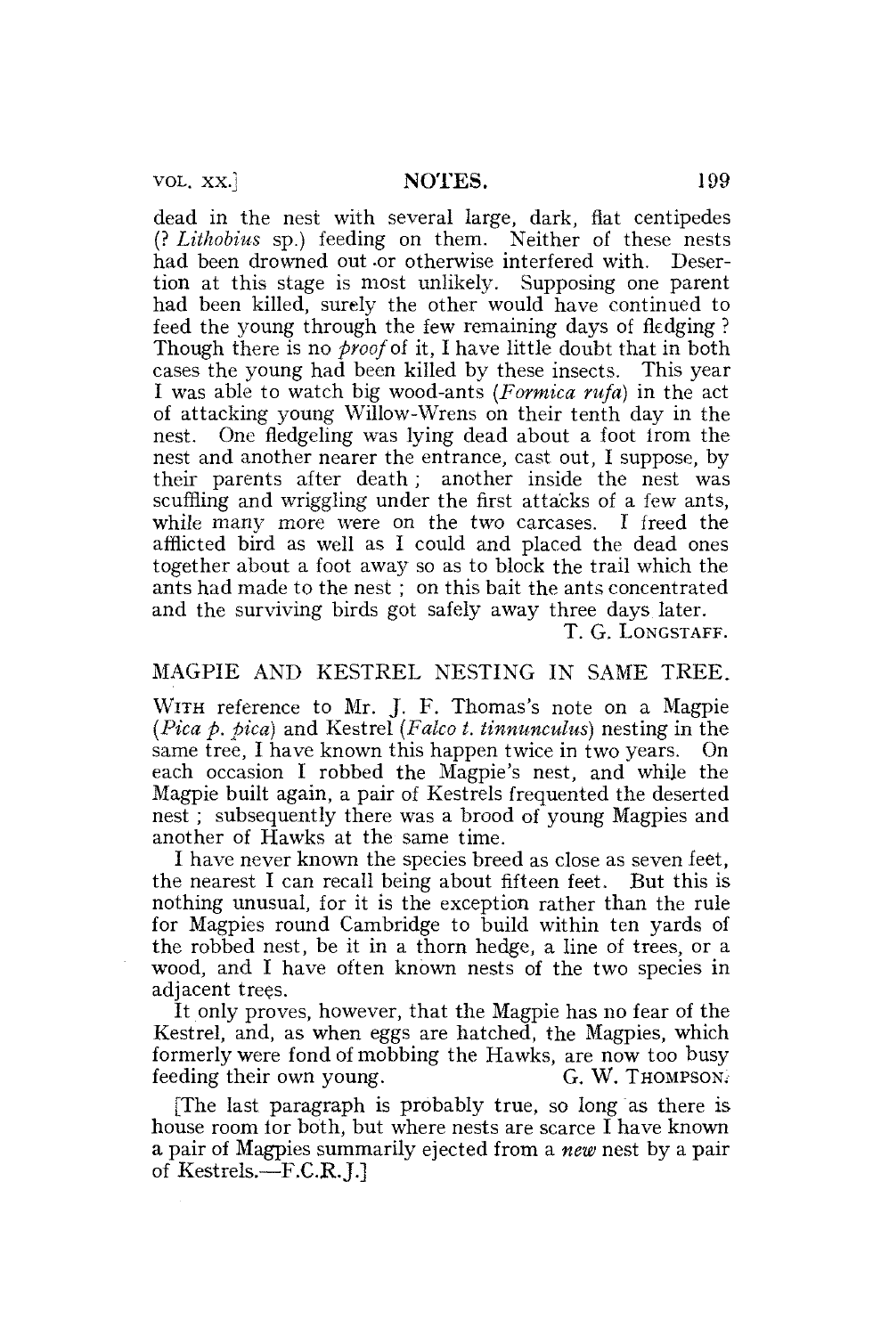dead in the nest with several large, dark, flat centipedes (? *Lithobius* sp.) feeding on them. Neither of these nests had been drowned out or otherwise interfered with. Desertion at this stage is most unlikely. Supposing one parent had been killed, surely the other would have continued to feed the young through the few remaining days of fledging? Though there is no *proof* of it, I have little doubt that in both cases the young had been killed by these insects. This year I was able to watch big wood-ants (*Formica rufa*) in the act of attacking young Willow-Wrens on their tenth day in the nest. One fledgeling was lying dead about a foot from the nest and another nearer the entrance, cast out, I suppose, by their parents after death; another inside the nest was scuffling and wriggling under the first attacks of a few ants, while many more were on the two carcases. I freed the afflicted bird as well as I could and placed the dead ones together about a foot away so as to block the trail which the ants had made to the nest; on this bait the ants concentrated and the surviving birds got safely away three days later.

T. G. LONGSTAFF.

## MAGPIE AND KESTREL NESTING IN SAME TREE.

WITH reference to Mr. J. F. Thomas's note on a Magpie (*Pica p. pica*) and Kestrel (*Falco t. tinnunculus*) nesting in the same tree, I have known this happen twice in two years. On each occasion I robbed the Magpie's nest, and while the Magpie built again, a pair of Kestrels frequented the deserted nest; subsequently there was a brood of young Magpies and another of Hawks at the same time.

I have never known the species breed as close as seven feet, the nearest I can recall being about fifteen feet. But this is nothing unusual, for it is the exception rather than the rule for Magpies round Cambridge to build within ten yards of the robbed nest, be it in a thorn hedge, a line of trees, or a wood, and I have often known nests of the two species in adjacent trees.

It only proves, however, that the Magpie has no fear of the Kestrel, and, as when eggs are hatched, the Magpies, which formerly were fond of mobbing the Hawks, are now too busy feeding their own young.

G. W. THOMPSON.

[The last paragraph is probably true, so long as there is house room for both, but where nests are scarce I have known a pair of Magpies summarily ejected from a *new* nest by a pair of Kestrels.—F.C.R.J.]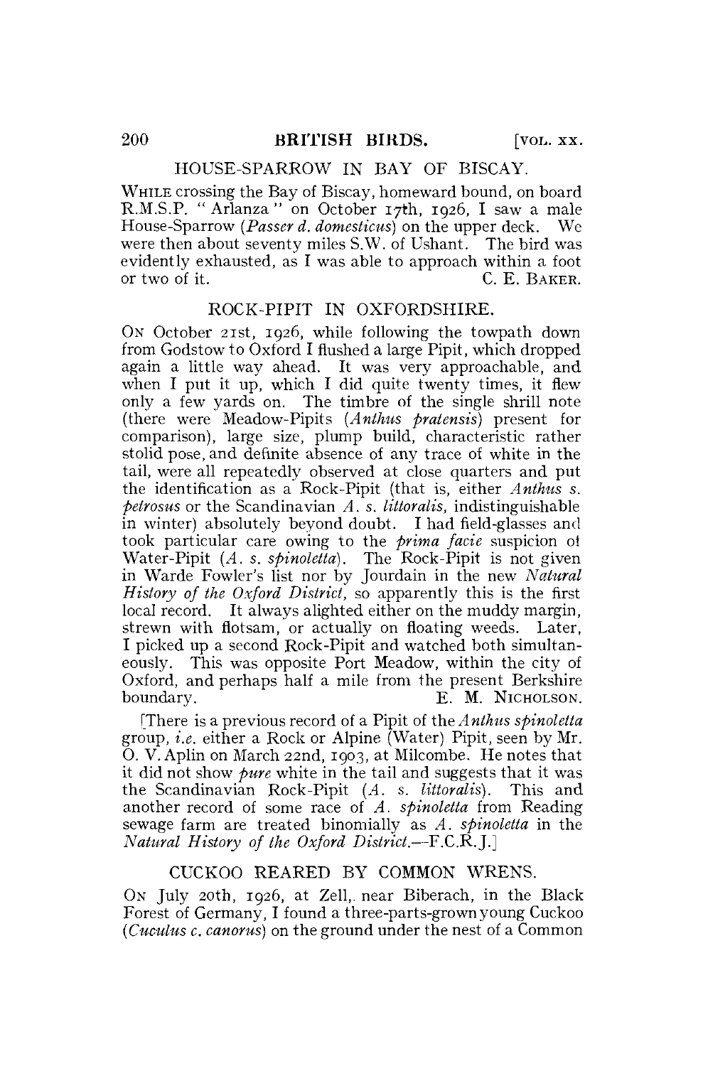## HOUSE-SPARROW IN BAY OF BISCAY.

WHILE crossing the Bay of Biscay, homeward bound, on board R.M.S.P. "Arlanza" on October 17th, 1926, I saw a male House-Sparrow (*Passer d. domesticus*) on the upper deck. We were then about seventy miles S.W. of Ushant. The bird was evidently exhausted, as I was able to approach within a foot or two of it.

C. E. BAKER.

## ROCK-PIPIT IN OXFORDSHIRE.

ON October 21st, 1926, while following the towpath down from Godstow to Oxford I flushed a large Pipit, which dropped again a little way ahead. It was very approachable, and when I put it up, which I did quite twenty times, it flew only a few yards on. The timbre of the single shrill note (there were Meadow-Pipits (*Anthus pratensis*) present for comparison), large size, plump build, characteristic rather stolid pose, and definite absence of any trace of white in the tail, were all repeatedly observed at close quarters and put the identification as a Rock-Pipit (that is, either *Anthus s. petrosus* or the Scandinavian *A. s. littoralis*, indistinguishable in winter) absolutely beyond doubt. I had field-glasses and took particular care owing to the *prima facie* suspicion of Water-Pipit (*A. s. spinoletta*). The Rock-Pipit is not given in Warde Fowler's list nor by Jourdain in the new *Natural History of the Oxford District*, so apparently this is the first local record. It always alighted either on the muddy margin, strewn with flotsam, or actually on floating weeds. Later, I picked up a second Rock-Pipit and watched both simultaneously. This was opposite Port Meadow, within the city of Oxford, and perhaps half a mile from the present Berkshire boundary.

E. M. NICHOLSON.

[There is a previous record of a Pipit of the *Anthus spinoletta* group, *i.e.* either a Rock or Alpine (Water) Pipit, seen by Mr. O. V. Aplin on March 22nd, 1903, at Milcombe. He notes that it did not show *pure* white in the tail and suggests that it was the Scandinavian Rock-Pipit (*A. s. littoralis*). This and another record of some race of *A. spinoletta* from Reading sewage farm are treated binomially as *A. spinoletta* in the *Natural History of the Oxford District*.—F.C.R.J.]

## CUCKOO REARED BY COMMON WRENS.

ON July 20th, 1926, at Zell, near Biberach, in the Black Forest of Germany, I found a three-parts-grown young Cuckoo (*Cuculus c. canorus*) on the ground under the nest of a Common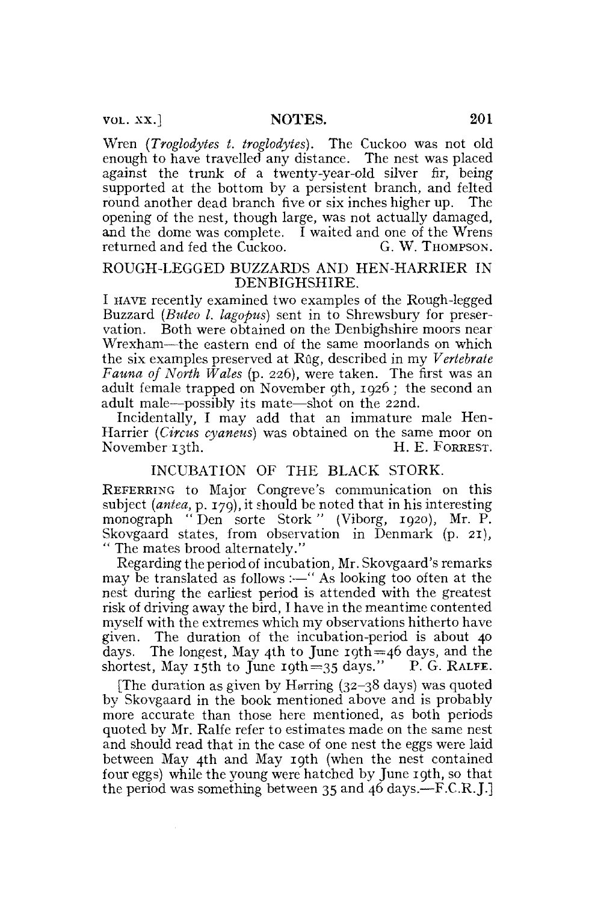Wren (*Troglodytes t. troglodytes*). The Cuckoo was not old enough to have travelled any distance. The nest was placed against the trunk of a twenty-year-old silver fir, being supported at the bottom by a persistent branch, and felted round another dead branch five or six inches higher up. The opening of the nest, though large, was not actually damaged, and the dome was complete. I waited and one of the Wrens returned and fed the Cuckoo. G. W. THOMPSON.

## ROUGH-LEGGED BUZZARDS AND HEN-HARRIER IN DENBIGHSHIRE.

I HAVE recently examined two examples of the Rough-legged Buzzard (*Buteo l. lagopus*) sent in to Shrewsbury for preservation. Both were obtained on the Denbighshire moors near Wrexham—the eastern end of the same moorlands on which the six examples preserved at Rûg, described in my *Vertebrate Fauna of North Wales* (p. 226), were taken. The first was an adult female trapped on November 9th, 1926; the second an adult male—possibly its mate—shot on the 22nd.

Incidentally, I may add that an immature male Hen-Harrier (*Circus cyaneus*) was obtained on the same moor on November 13th. H. E. FORREST.

## INCUBATION OF THE BLACK STORK.

REFERRING to Major Congreve's communication on this subject (*antea*, p. 179), it should be noted that in his interesting monograph "Den sorte Stork" (Viborg, 1920), Mr. P. Skovgaard states, from observation in Denmark (p. 21), "The mates brood alternately."

Regarding the period of incubation, Mr. Skovgaard's remarks may be translated as follows :—"As looking too often at the nest during the earliest period is attended with the greatest risk of driving away the bird, I have in the meantime contented myself with the extremes which my observations hitherto have given. The duration of the incubation-period is about 40 days. The longest, May 4th to June 19th=46 days, and the shortest, May 15th to June 19th=35 days." P. G. RALFE.

[The duration as given by Hørring (32–38 days) was quoted by Skovgaard in the book mentioned above and is probably more accurate than those here mentioned, as both periods quoted by Mr. Ralfe refer to estimates made on the same nest and should read that in the case of one nest the eggs were laid between May 4th and May 19th (when the nest contained four eggs) while the young were hatched by June 19th, so that the period was something between 35 and 46 days.—F.C.R.J.]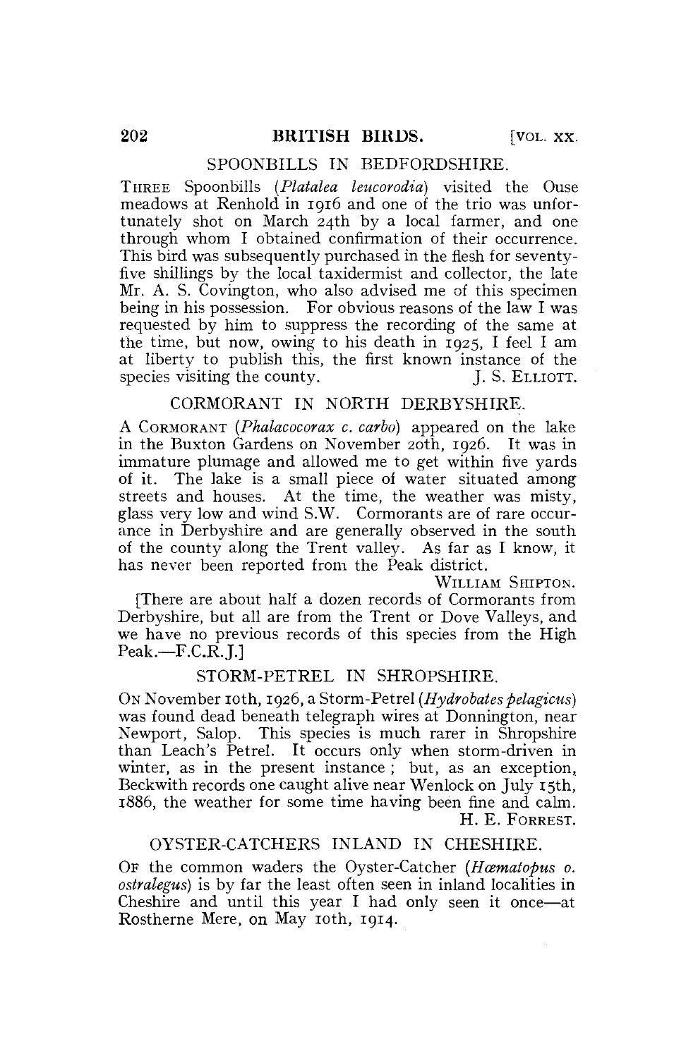## SPOONBILLS IN BEDFORDSHIRE.

THREE Spoonbills (*Platalea leucorodia*) visited the Ouse meadows at Renhold in 1916 and one of the trio was unfortunately shot on March 24th by a local farmer, and one through whom I obtained confirmation of their occurrence. This bird was subsequently purchased in the flesh for seventy-five shillings by the local taxidermist and collector, the late Mr. A. S. Covington, who also advised me of this specimen being in his possession. For obvious reasons of the law I was requested by him to suppress the recording of the same at the time, but now, owing to his death in 1925, I feel I am at liberty to publish this, the first known instance of the species visiting the county. J. S. ELLIOTT.

## CORMORANT IN NORTH DERBYSHIRE.

A CORMORANT (*Phalacocorax c. carbo*) appeared on the lake in the Buxton Gardens on November 20th, 1926. It was in immature plumage and allowed me to get within five yards of it. The lake is a small piece of water situated among streets and houses. At the time, the weather was misty, glass very low and wind S.W. Cormorants are of rare occurance in Derbyshire and are generally observed in the south of the county along the Trent valley. As far as I know, it has never been reported from the Peak district.

WILLIAM SHIPTON.

[There are about half a dozen records of Cormorants from Derbyshire, but all are from the Trent or Dove Valleys, and we have no previous records of this species from the High Peak.—F.C.R.J.]

## STORM-PETREL IN SHROPSHIRE.

ON November 10th, 1926, a Storm-Petrel (*Hydrobates pelagicus*) was found dead beneath telegraph wires at Donnington, near Newport, Salop. This species is much rarer in Shropshire than Leach's Petrel. It occurs only when storm-driven in winter, as in the present instance; but, as an exception, Beckwith records one caught alive near Wenlock on July 15th, 1886, the weather for some time having been fine and calm.

H. E. FORREST.

## OYSTER-CATCHERS INLAND IN CHESHIRE.

OF the common waders the Oyster-Catcher (*Hæmatopus o. ostralegus*) is by far the least often seen in inland localities in Cheshire and until this year I had only seen it once—at Rostherne Mere, on May 10th, 1914.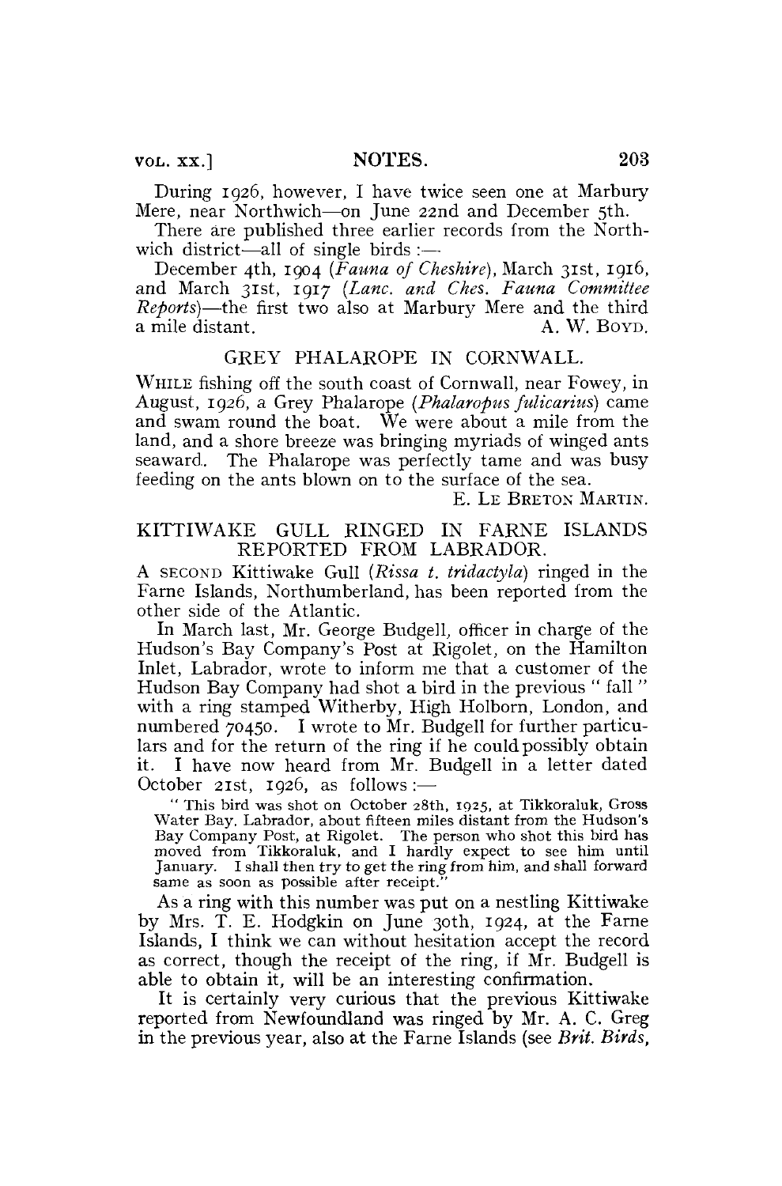During 1926, however, I have twice seen one at Marbury Mere, near Northwich—on June 22nd and December 5th.

There are published three earlier records from the Northwich district—all of single birds :—

December 4th, 1904 (*Fauna of Cheshire*), March 31st, 1916, and March 31st, 1917 (*Lanc. and Ches. Fauna Committee Reports*)—the first two also at Marbury Mere and the third a mile distant.

A. W. BOYD.

## GREY PHALAROPE IN CORNWALL.

WHILE fishing off the south coast of Cornwall, near Fowey, in August, 1926, a Grey Phalarope (*Phalaropus fulicarius*) came and swam round the boat. We were about a mile from the land, and a shore breeze was bringing myriads of winged ants seaward. The Phalarope was perfectly tame and was busy feeding on the ants blown on to the surface of the sea.

E. LE BRETON MARTIN.

## KITTIWAKE GULL RINGED IN FARNE ISLANDS REPORTED FROM LABRADOR.

A SECOND Kittiwake Gull (*Rissa t. tridactyla*) ringed in the Farne Islands, Northumberland, has been reported from the other side of the Atlantic.

In March last, Mr. George Budgell, officer in charge of the Hudson's Bay Company's Post at Rigolet, on the Hamilton Inlet, Labrador, wrote to inform me that a customer of the Hudson Bay Company had shot a bird in the previous " fall " with a ring stamped Witherby, High Holborn, London, and numbered 70450. I wrote to Mr. Budgell for further particulars and for the return of the ring if he could possibly obtain it. I have now heard from Mr. Budgell in a letter dated October 21st, 1926, as follows :—

> " This bird was shot on October 28th, 1925, at Tikkoraluk, Gross Water Bay, Labrador, about fifteen miles distant from the Hudson's Bay Company Post, at Rigolet. The person who shot this bird has moved from Tikkoraluk, and I hardly expect to see him until January. I shall then try to get the ring from him, and shall forward same as soon as possible after receipt."

As a ring with this number was put on a nestling Kittiwake by Mrs. T. E. Hodgkin on June 30th, 1924, at the Farne Islands, I think we can without hesitation accept the record as correct, though the receipt of the ring, if Mr. Budgell is able to obtain it, will be an interesting confirmation.

It is certainly very curious that the previous Kittiwake reported from Newfoundland was ringed by Mr. A. C. Greg in the previous year, also at the Farne Islands (see *Brit. Birds*,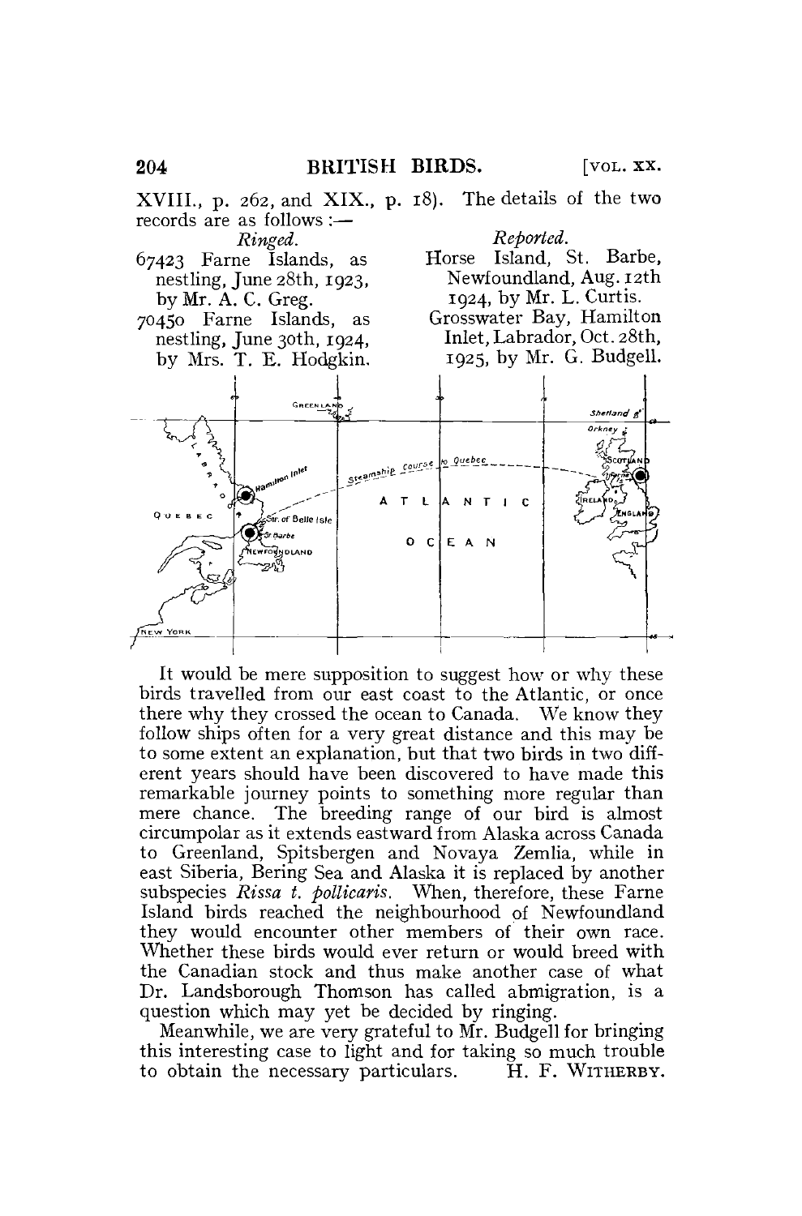XVIII., p. 262, and XIX., p. 18). The details of the two records are as follows:—

| *Ringed.* | *Reported.* |
|---|---|
| 67423 Farne Islands, as nestling, June 28th, 1923, by Mr. A. C. Greg. | Horse Island, St. Barbe, Newfoundland, Aug. 12th 1924, by Mr. L. Curtis. |
| 70450 Farne Islands, as nestling, June 30th, 1924, by Mrs. T. E. Hodgkin. | Grosswater Bay, Hamilton Inlet, Labrador, Oct. 28th, 1925, by Mr. G. Budgell. |

It would be mere supposition to suggest how or why these birds travelled from our east coast to the Atlantic, or once there why they crossed the ocean to Canada. We know they follow ships often for a very great distance and this may be to some extent an explanation, but that two birds in two different years should have been discovered to have made this remarkable journey points to something more regular than mere chance. The breeding range of our bird is almost circumpolar as it extends eastward from Alaska across Canada to Greenland, Spitsbergen and Novaya Zemlia, while in east Siberia, Bering Sea and Alaska it is replaced by another subspecies *Rissa t. pollicaris*. When, therefore, these Farne Island birds reached the neighbourhood of Newfoundland they would encounter other members of their own race. Whether these birds would ever return or would breed with the Canadian stock and thus make another case of what Dr. Landsborough Thomson has called abmigration, is a question which may yet be decided by ringing.

Meanwhile, we are very grateful to Mr. Budgell for bringing this interesting case to light and for taking so much trouble to obtain the necessary particulars. H. F. WITHERBY.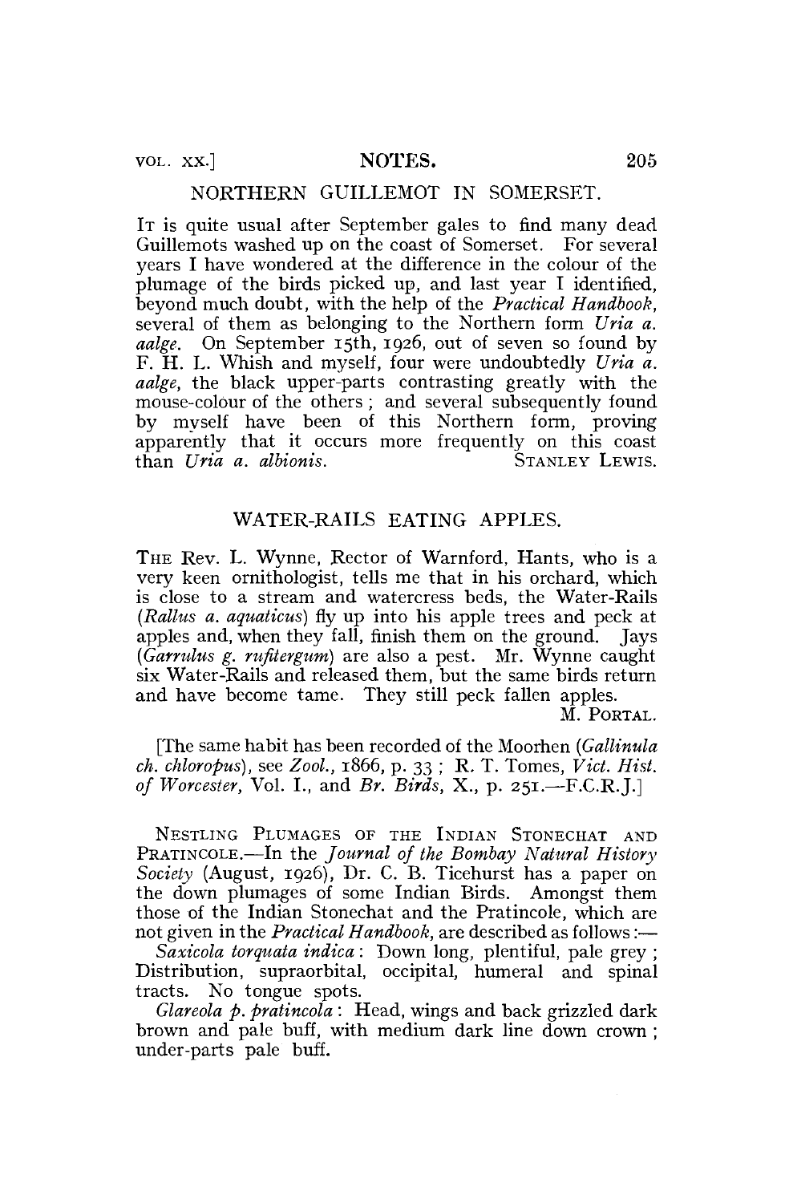## NORTHERN GUILLEMOT IN SOMERSET.

It is quite usual after September gales to find many dead Guillemots washed up on the coast of Somerset. For several years I have wondered at the difference in the colour of the plumage of the birds picked up, and last year I identified, beyond much doubt, with the help of the *Practical Handbook*, several of them as belonging to the Northern form *Uria a. aalge*. On September 15th, 1926, out of seven so found by F. H. L. Whish and myself, four were undoubtedly *Uria a. aalge*, the black upper-parts contrasting greatly with the mouse-colour of the others; and several subsequently found by myself have been of this Northern form, proving apparently that it occurs more frequently on this coast than *Uria a. albionis*.

STANLEY LEWIS.

## WATER-RAILS EATING APPLES.

The Rev. L. Wynne, Rector of Warnford, Hants, who is a very keen ornithologist, tells me that in his orchard, which is close to a stream and watercress beds, the Water-Rails (*Rallus a. aquaticus*) fly up into his apple trees and peck at apples and, when they fall, finish them on the ground. Jays (*Garrulus g. rufitergum*) are also a pest. Mr. Wynne caught six Water-Rails and released them, but the same birds return and have become tame. They still peck fallen apples.

M. PORTAL.

[The same habit has been recorded of the Moorhen (*Gallinula ch. chloropus*), see *Zool.*, 1866, p. 33; R. T. Tomes, *Vict. Hist. of Worcester*, Vol. I., and *Br. Birds*, X., p. 251.—F.C.R.J.]

Nestling Plumages of the Indian Stonechat and Pratincole.—In the *Journal of the Bombay Natural History Society* (August, 1926), Dr. C. B. Ticehurst has a paper on the down plumages of some Indian Birds. Amongst them those of the Indian Stonechat and the Pratincole, which are not given in the *Practical Handbook*, are described as follows:—

*Saxicola torquata indica*: Down long, plentiful, pale grey; Distribution, supraorbital, occipital, humeral and spinal tracts. No tongue spots.

*Glareola p. pratincola*: Head, wings and back grizzled dark brown and pale buff, with medium dark line down crown; under-parts pale buff.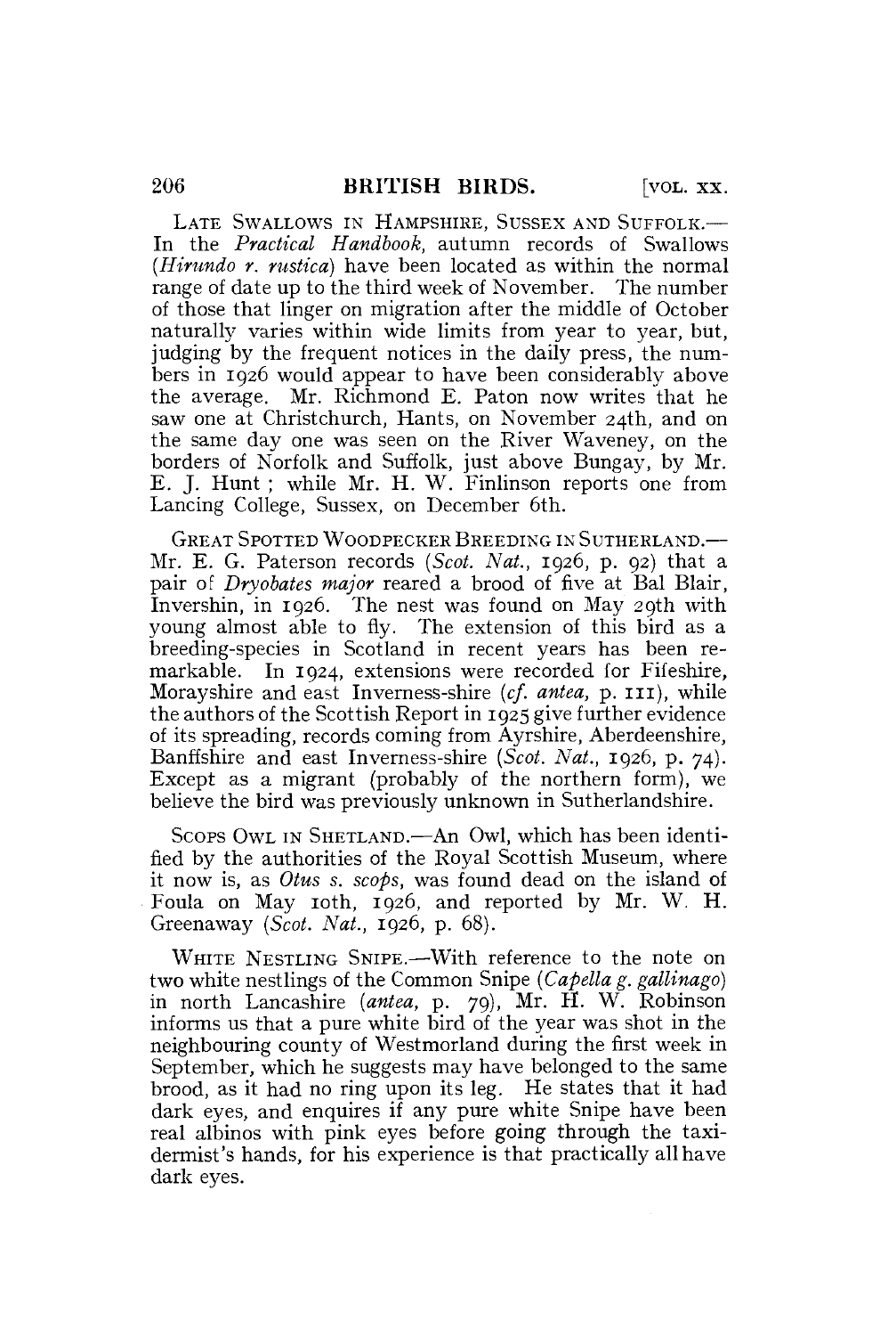LATE SWALLOWS IN HAMPSHIRE, SUSSEX AND SUFFOLK.—In the *Practical Handbook*, autumn records of Swallows (*Hirundo r. rustica*) have been located as within the normal range of date up to the third week of November. The number of those that linger on migration after the middle of October naturally varies within wide limits from year to year, but, judging by the frequent notices in the daily press, the numbers in 1926 would appear to have been considerably above the average. Mr. Richmond E. Paton now writes that he saw one at Christchurch, Hants, on November 24th, and on the same day one was seen on the River Waveney, on the borders of Norfolk and Suffolk, just above Bungay, by Mr. E. J. Hunt; while Mr. H. W. Finlinson reports one from Lancing College, Sussex, on December 6th.

GREAT SPOTTED WOODPECKER BREEDING IN SUTHERLAND.—Mr. E. G. Paterson records (*Scot. Nat.*, 1926, p. 92) that a pair of *Dryobates major* reared a brood of five at Bal Blair, Invershin, in 1926. The nest was found on May 29th with young almost able to fly. The extension of this bird as a breeding-species in Scotland in recent years has been remarkable. In 1924, extensions were recorded for Fifeshire, Morayshire and east Inverness-shire (*cf. antea*, p. 111), while the authors of the Scottish Report in 1925 give further evidence of its spreading, records coming from Ayrshire, Aberdeenshire, Banffshire and east Inverness-shire (*Scot. Nat.*, 1926, p. 74). Except as a migrant (probably of the northern form), we believe the bird was previously unknown in Sutherlandshire.

SCOPS OWL IN SHETLAND.—An Owl, which has been identified by the authorities of the Royal Scottish Museum, where it now is, as *Otus s. scops*, was found dead on the island of Foula on May 10th, 1926, and reported by Mr. W. H. Greenaway (*Scot. Nat.*, 1926, p. 68).

WHITE NESTLING SNIPE.—With reference to the note on two white nestlings of the Common Snipe (*Capella g. gallinago*) in north Lancashire (*antea*, p. 79), Mr. H. W. Robinson informs us that a pure white bird of the year was shot in the neighbouring county of Westmorland during the first week in September, which he suggests may have belonged to the same brood, as it had no ring upon its leg. He states that it had dark eyes, and enquires if any pure white Snipe have been real albinos with pink eyes before going through the taxidermist's hands, for his experience is that practically all have dark eyes.